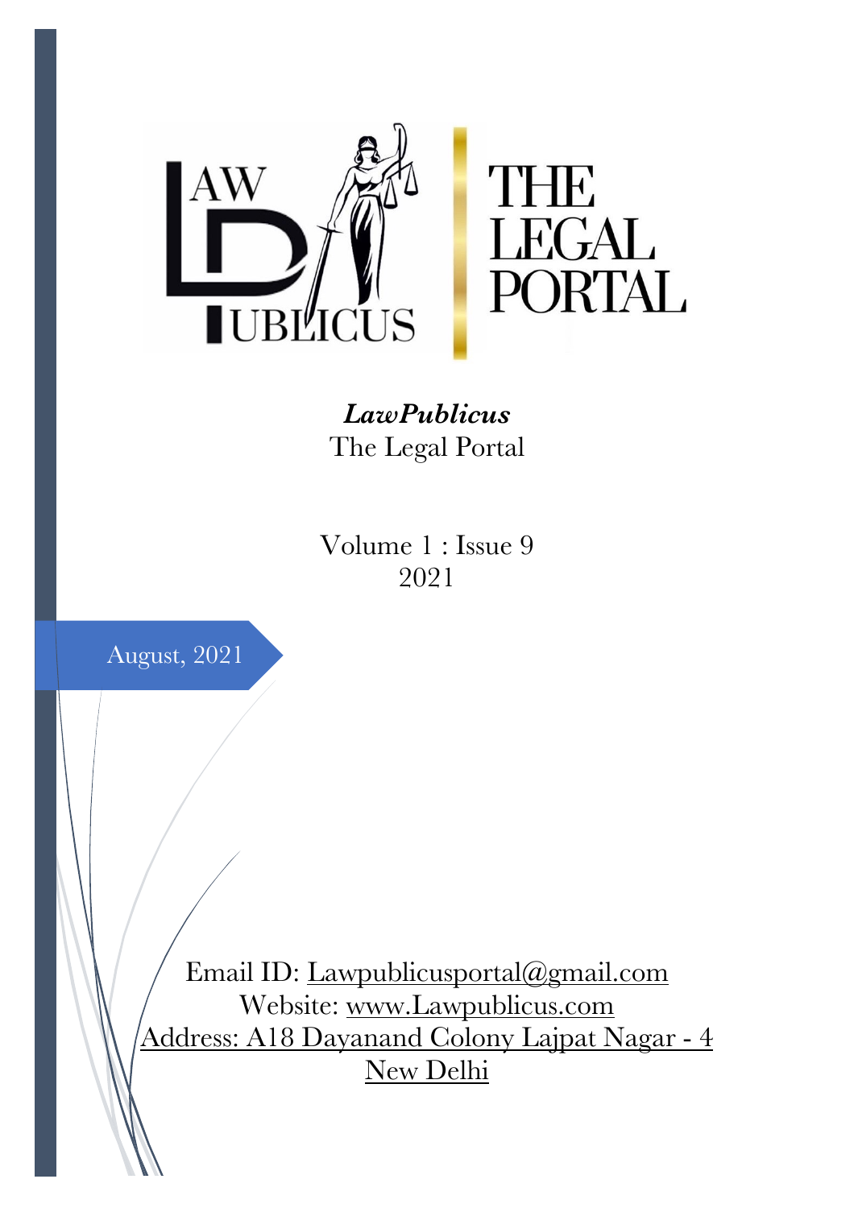***LawPublicus***
The Legal Portal

Volume 1 : Issue 9
2021

August, 2021

Email ID: Lawpublicusportal@gmail.com
Website: www.Lawpublicus.com
Address: A18 Dayanand Colony Lajpat Nagar - 4
New Delhi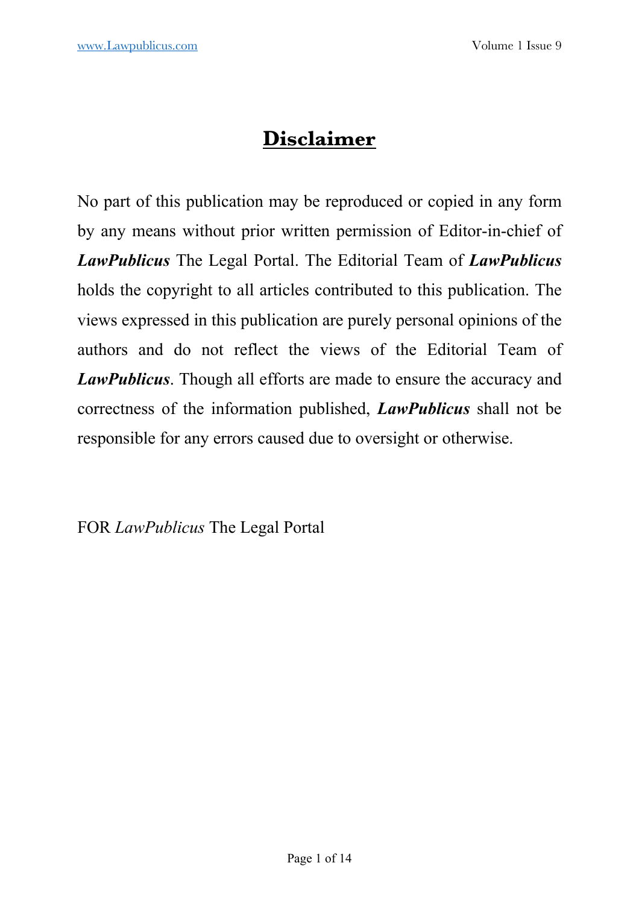# Disclaimer

No part of this publication may be reproduced or copied in any form by any means without prior written permission of Editor-in-chief of ***LawPublicus*** The Legal Portal. The Editorial Team of ***LawPublicus*** holds the copyright to all articles contributed to this publication. The views expressed in this publication are purely personal opinions of the authors and do not reflect the views of the Editorial Team of ***LawPublicus***. Though all efforts are made to ensure the accuracy and correctness of the information published, ***LawPublicus*** shall not be responsible for any errors caused due to oversight or otherwise.

FOR *LawPublicus* The Legal Portal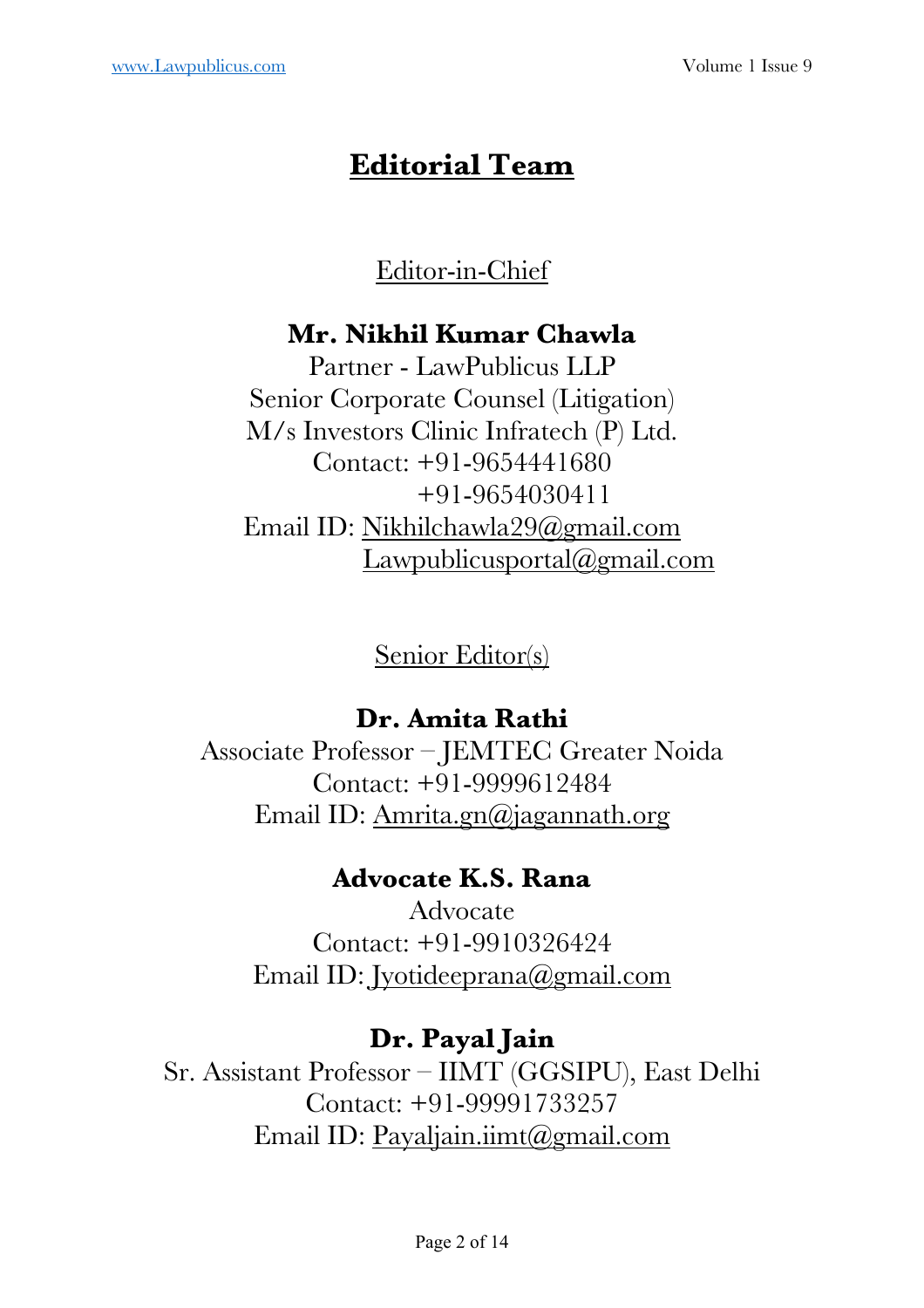# Editorial Team

Editor-in-Chief

**Mr. Nikhil Kumar Chawla**
Partner - LawPublicus LLP
Senior Corporate Counsel (Litigation)
M/s Investors Clinic Infratech (P) Ltd.
Contact: +91-9654441680
+91-9654030411
Email ID: Nikhilchawla29@gmail.com
Lawpublicusportal@gmail.com

Senior Editor(s)

**Dr. Amita Rathi**
Associate Professor – JEMTEC Greater Noida
Contact: +91-9999612484
Email ID: Amrita.gn@jagannath.org

**Advocate K.S. Rana**
Advocate
Contact: +91-9910326424
Email ID: Jyotideeprana@gmail.com

**Dr. Payal Jain**
Sr. Assistant Professor – IIMT (GGSIPU), East Delhi
Contact: +91-99991733257
Email ID: Payaljain.iimt@gmail.com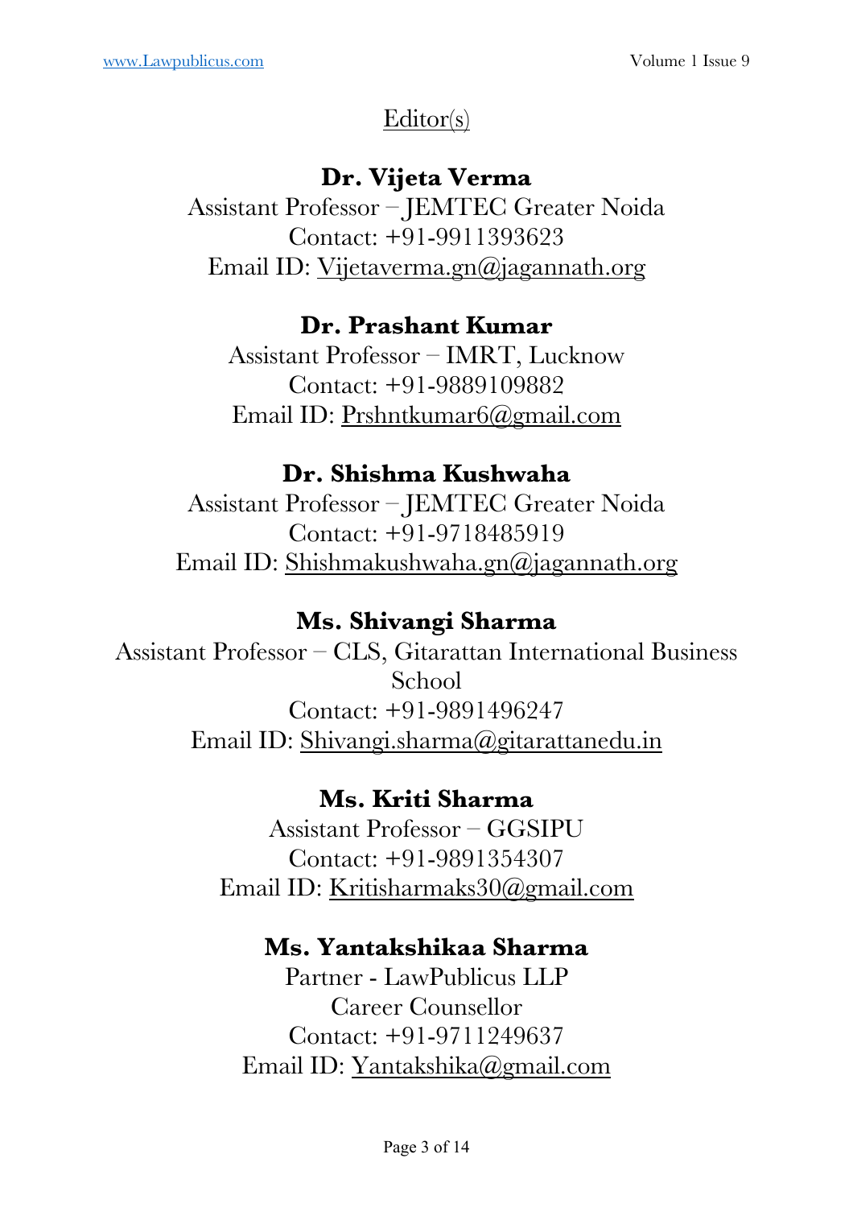## Editor(s)

**Dr. Vijeta Verma**
Assistant Professor – JEMTEC Greater Noida
Contact: +91-9911393623
Email ID: Vijetaverma.gn@jagannath.org

**Dr. Prashant Kumar**
Assistant Professor – IMRT, Lucknow
Contact: +91-9889109882
Email ID: Prshntkumar6@gmail.com

**Dr. Shishma Kushwaha**
Assistant Professor – JEMTEC Greater Noida
Contact: +91-9718485919
Email ID: Shishmakushwaha.gn@jagannath.org

**Ms. Shivangi Sharma**
Assistant Professor – CLS, Gitarattan International Business School
Contact: +91-9891496247
Email ID: Shivangi.sharma@gitarattanedu.in

**Ms. Kriti Sharma**
Assistant Professor – GGSIPU
Contact: +91-9891354307
Email ID: Kritisharmaks30@gmail.com

**Ms. Yantakshikaa Sharma**
Partner - LawPublicus LLP
Career Counsellor
Contact: +91-9711249637
Email ID: Yantakshika@gmail.com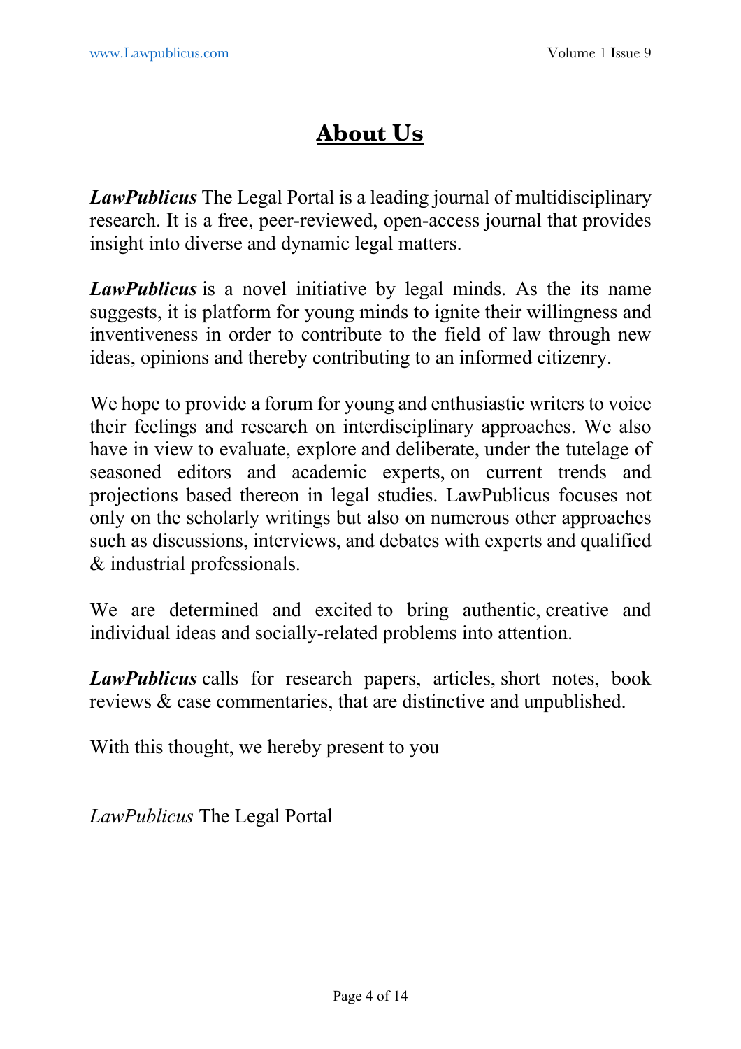# About Us

***LawPublicus*** The Legal Portal is a leading journal of multidisciplinary research. It is a free, peer-reviewed, open-access journal that provides insight into diverse and dynamic legal matters.

***LawPublicus*** is a novel initiative by legal minds. As the its name suggests, it is platform for young minds to ignite their willingness and inventiveness in order to contribute to the field of law through new ideas, opinions and thereby contributing to an informed citizenry.

We hope to provide a forum for young and enthusiastic writers to voice their feelings and research on interdisciplinary approaches. We also have in view to evaluate, explore and deliberate, under the tutelage of seasoned editors and academic experts, on current trends and projections based thereon in legal studies. LawPublicus focuses not only on the scholarly writings but also on numerous other approaches such as discussions, interviews, and debates with experts and qualified & industrial professionals.

We are determined and excited to bring authentic, creative and individual ideas and socially-related problems into attention.

***LawPublicus*** calls for research papers, articles, short notes, book reviews & case commentaries, that are distinctive and unpublished.

With this thought, we hereby present to you

<u>*LawPublicus* The Legal Portal</u>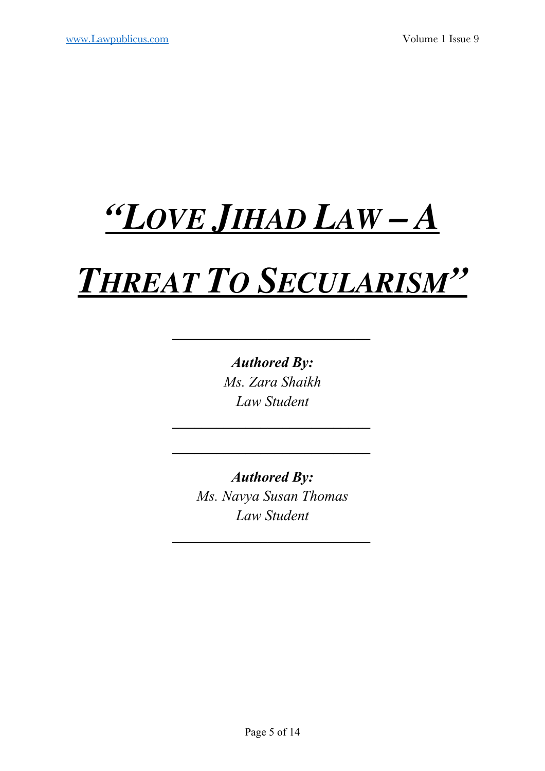# *"LOVE JIHAD LAW – A THREAT TO SECULARISM"*

---

***Authored By:***
*Ms. Zara Shaikh*
*Law Student*

---

---

***Authored By:***
*Ms. Navya Susan Thomas*
*Law Student*

---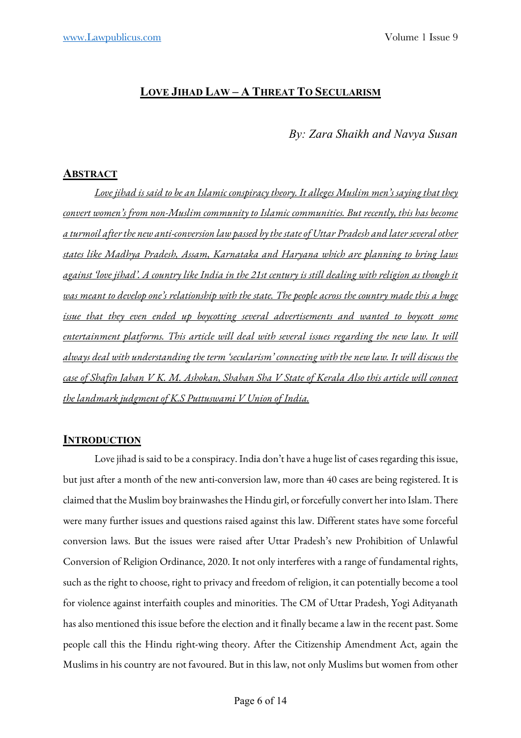# LOVE JIHAD LAW – A THREAT TO SECULARISM

*By: Zara Shaikh and Navya Susan*

## ABSTRACT

*Love jihad is said to be an Islamic conspiracy theory. It alleges Muslim men's saying that they convert women's from non-Muslim community to Islamic communities. But recently, this has become a turmoil after the new anti-conversion law passed by the state of Uttar Pradesh and later several other states like Madhya Pradesh, Assam, Karnataka and Haryana which are planning to bring laws against 'love jihad'. A country like India in the 21st century is still dealing with religion as though it was meant to develop one's relationship with the state. The people across the country made this a huge issue that they even ended up boycotting several advertisements and wanted to boycott some entertainment platforms. This article will deal with several issues regarding the new law. It will always deal with understanding the term 'secularism' connecting with the new law. It will discuss the case of Shafin Jahan V K. M. Ashokan, Shahan Sha V State of Kerala Also this article will connect the landmark judgment of K.S Puttuswami V Union of India.*

## INTRODUCTION

Love jihad is said to be a conspiracy. India don't have a huge list of cases regarding this issue, but just after a month of the new anti-conversion law, more than 40 cases are being registered. It is claimed that the Muslim boy brainwashes the Hindu girl, or forcefully convert her into Islam. There were many further issues and questions raised against this law. Different states have some forceful conversion laws. But the issues were raised after Uttar Pradesh's new Prohibition of Unlawful Conversion of Religion Ordinance, 2020. It not only interferes with a range of fundamental rights, such as the right to choose, right to privacy and freedom of religion, it can potentially become a tool for violence against interfaith couples and minorities. The CM of Uttar Pradesh, Yogi Adityanath has also mentioned this issue before the election and it finally became a law in the recent past. Some people call this the Hindu right-wing theory. After the Citizenship Amendment Act, again the Muslims in his country are not favoured. But in this law, not only Muslims but women from other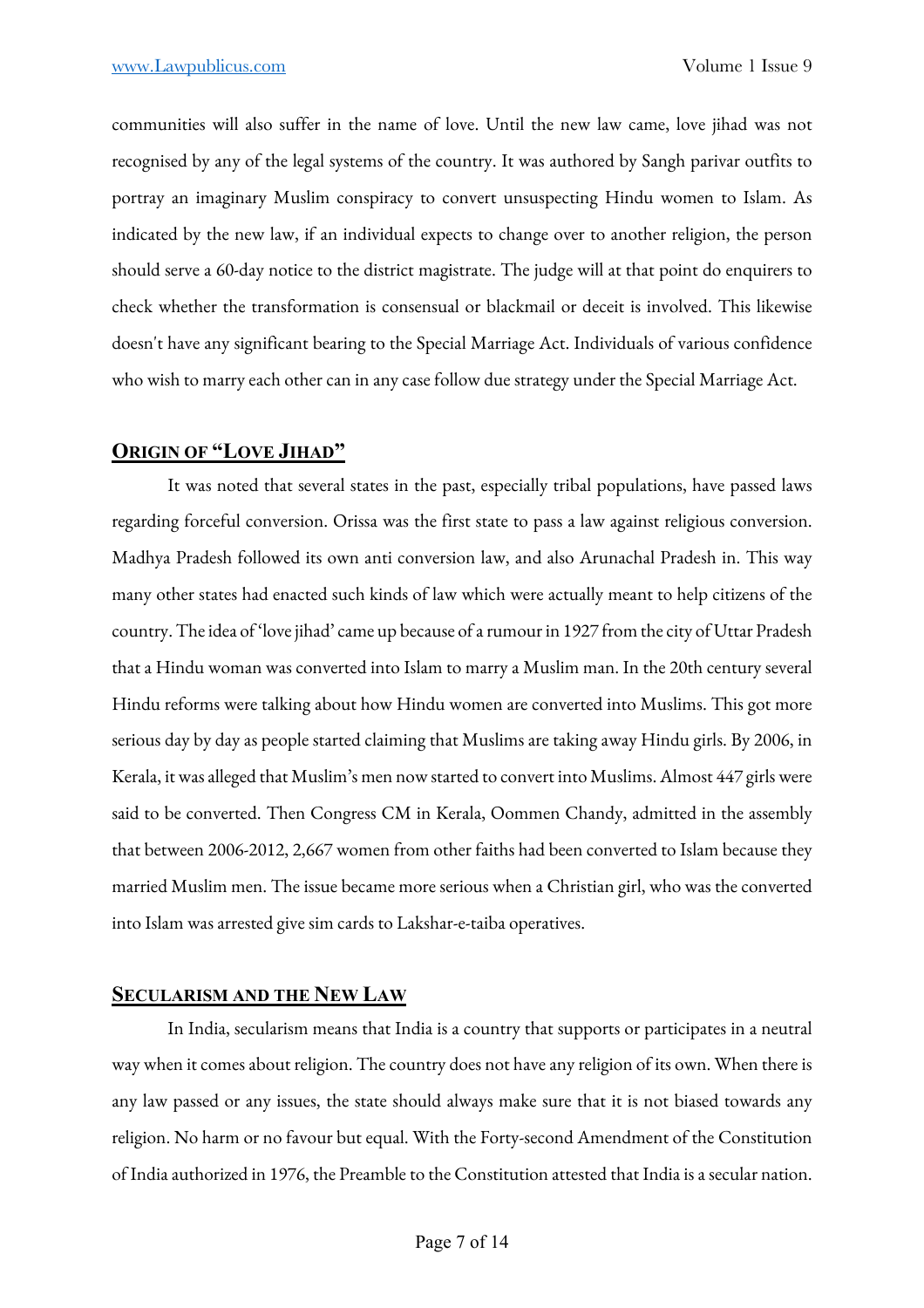communities will also suffer in the name of love. Until the new law came, love jihad was not recognised by any of the legal systems of the country. It was authored by Sangh parivar outfits to portray an imaginary Muslim conspiracy to convert unsuspecting Hindu women to Islam. As indicated by the new law, if an individual expects to change over to another religion, the person should serve a 60-day notice to the district magistrate. The judge will at that point do enquirers to check whether the transformation is consensual or blackmail or deceit is involved. This likewise doesn't have any significant bearing to the Special Marriage Act. Individuals of various confidence who wish to marry each other can in any case follow due strategy under the Special Marriage Act.

## ORIGIN OF "LOVE JIHAD"

It was noted that several states in the past, especially tribal populations, have passed laws regarding forceful conversion. Orissa was the first state to pass a law against religious conversion. Madhya Pradesh followed its own anti conversion law, and also Arunachal Pradesh in. This way many other states had enacted such kinds of law which were actually meant to help citizens of the country. The idea of 'love jihad' came up because of a rumour in 1927 from the city of Uttar Pradesh that a Hindu woman was converted into Islam to marry a Muslim man. In the 20th century several Hindu reforms were talking about how Hindu women are converted into Muslims. This got more serious day by day as people started claiming that Muslims are taking away Hindu girls. By 2006, in Kerala, it was alleged that Muslim's men now started to convert into Muslims. Almost 447 girls were said to be converted. Then Congress CM in Kerala, Oommen Chandy, admitted in the assembly that between 2006-2012, 2,667 women from other faiths had been converted to Islam because they married Muslim men. The issue became more serious when a Christian girl, who was the converted into Islam was arrested give sim cards to Lakshar-e-taiba operatives.

## SECULARISM AND THE NEW LAW

In India, secularism means that India is a country that supports or participates in a neutral way when it comes about religion. The country does not have any religion of its own. When there is any law passed or any issues, the state should always make sure that it is not biased towards any religion. No harm or no favour but equal. With the Forty-second Amendment of the Constitution of India authorized in 1976, the Preamble to the Constitution attested that India is a secular nation.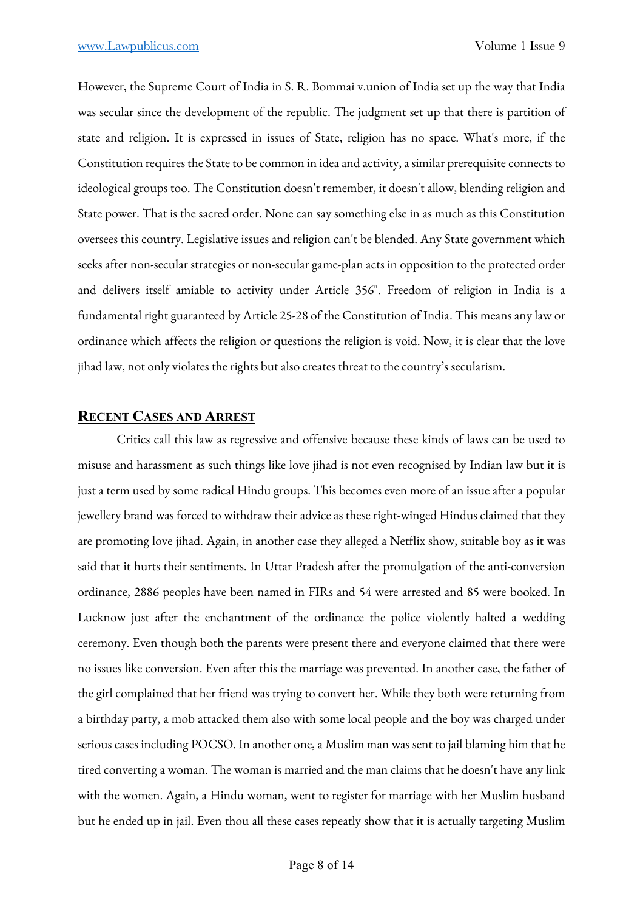However, the Supreme Court of India in S. R. Bommai v.union of India set up the way that India was secular since the development of the republic. The judgment set up that there is partition of state and religion. It is expressed in issues of State, religion has no space. What's more, if the Constitution requires the State to be common in idea and activity, a similar prerequisite connects to ideological groups too. The Constitution doesn't remember, it doesn't allow, blending religion and State power. That is the sacred order. None can say something else in as much as this Constitution oversees this country. Legislative issues and religion can't be blended. Any State government which seeks after non-secular strategies or non-secular game-plan acts in opposition to the protected order and delivers itself amiable to activity under Article 356". Freedom of religion in India is a fundamental right guaranteed by Article 25-28 of the Constitution of India. This means any law or ordinance which affects the religion or questions the religion is void. Now, it is clear that the love jihad law, not only violates the rights but also creates threat to the country's secularism.

## RECENT CASES AND ARREST

Critics call this law as regressive and offensive because these kinds of laws can be used to misuse and harassment as such things like love jihad is not even recognised by Indian law but it is just a term used by some radical Hindu groups. This becomes even more of an issue after a popular jewellery brand was forced to withdraw their advice as these right-winged Hindus claimed that they are promoting love jihad. Again, in another case they alleged a Netflix show, suitable boy as it was said that it hurts their sentiments. In Uttar Pradesh after the promulgation of the anti-conversion ordinance, 2886 peoples have been named in FIRs and 54 were arrested and 85 were booked. In Lucknow just after the enchantment of the ordinance the police violently halted a wedding ceremony. Even though both the parents were present there and everyone claimed that there were no issues like conversion. Even after this the marriage was prevented. In another case, the father of the girl complained that her friend was trying to convert her. While they both were returning from a birthday party, a mob attacked them also with some local people and the boy was charged under serious cases including POCSO. In another one, a Muslim man was sent to jail blaming him that he tired converting a woman. The woman is married and the man claims that he doesn't have any link with the women. Again, a Hindu woman, went to register for marriage with her Muslim husband but he ended up in jail. Even thou all these cases repeatly show that it is actually targeting Muslim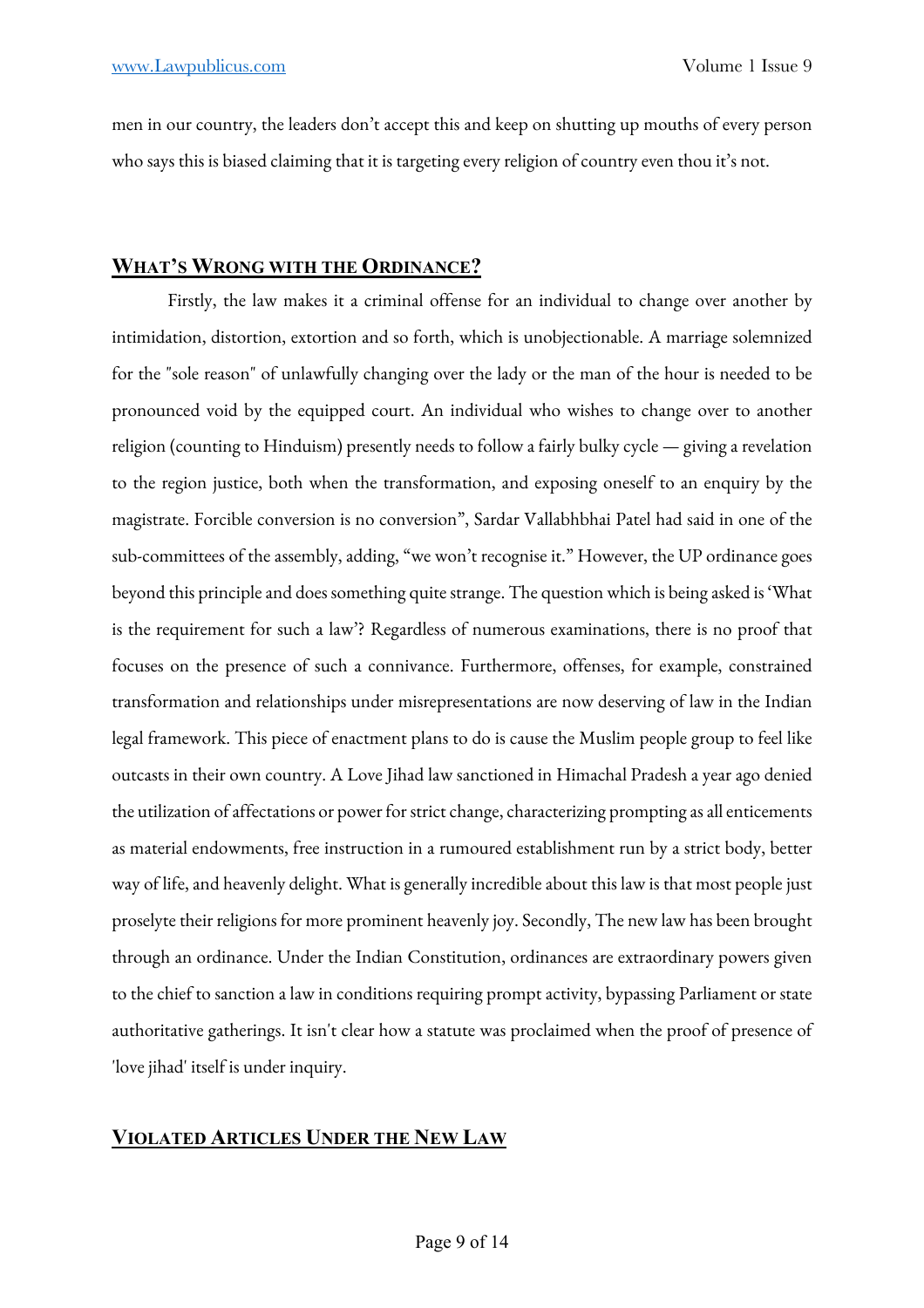men in our country, the leaders don't accept this and keep on shutting up mouths of every person who says this is biased claiming that it is targeting every religion of country even thou it's not.

## **What's Wrong with the Ordinance?**

Firstly, the law makes it a criminal offense for an individual to change over another by intimidation, distortion, extortion and so forth, which is unobjectionable. A marriage solemnized for the "sole reason" of unlawfully changing over the lady or the man of the hour is needed to be pronounced void by the equipped court. An individual who wishes to change over to another religion (counting to Hinduism) presently needs to follow a fairly bulky cycle — giving a revelation to the region justice, both when the transformation, and exposing oneself to an enquiry by the magistrate. Forcible conversion is no conversion", Sardar Vallabhbhai Patel had said in one of the sub-committees of the assembly, adding, "we won't recognise it." However, the UP ordinance goes beyond this principle and does something quite strange. The question which is being asked is 'What is the requirement for such a law'? Regardless of numerous examinations, there is no proof that focuses on the presence of such a connivance. Furthermore, offenses, for example, constrained transformation and relationships under misrepresentations are now deserving of law in the Indian legal framework. This piece of enactment plans to do is cause the Muslim people group to feel like outcasts in their own country. A Love Jihad law sanctioned in Himachal Pradesh a year ago denied the utilization of affectations or power for strict change, characterizing prompting as all enticements as material endowments, free instruction in a rumoured establishment run by a strict body, better way of life, and heavenly delight. What is generally incredible about this law is that most people just proselyte their religions for more prominent heavenly joy. Secondly, The new law has been brought through an ordinance. Under the Indian Constitution, ordinances are extraordinary powers given to the chief to sanction a law in conditions requiring prompt activity, bypassing Parliament or state authoritative gatherings. It isn't clear how a statute was proclaimed when the proof of presence of 'love jihad' itself is under inquiry.

## **Violated Articles Under the New Law**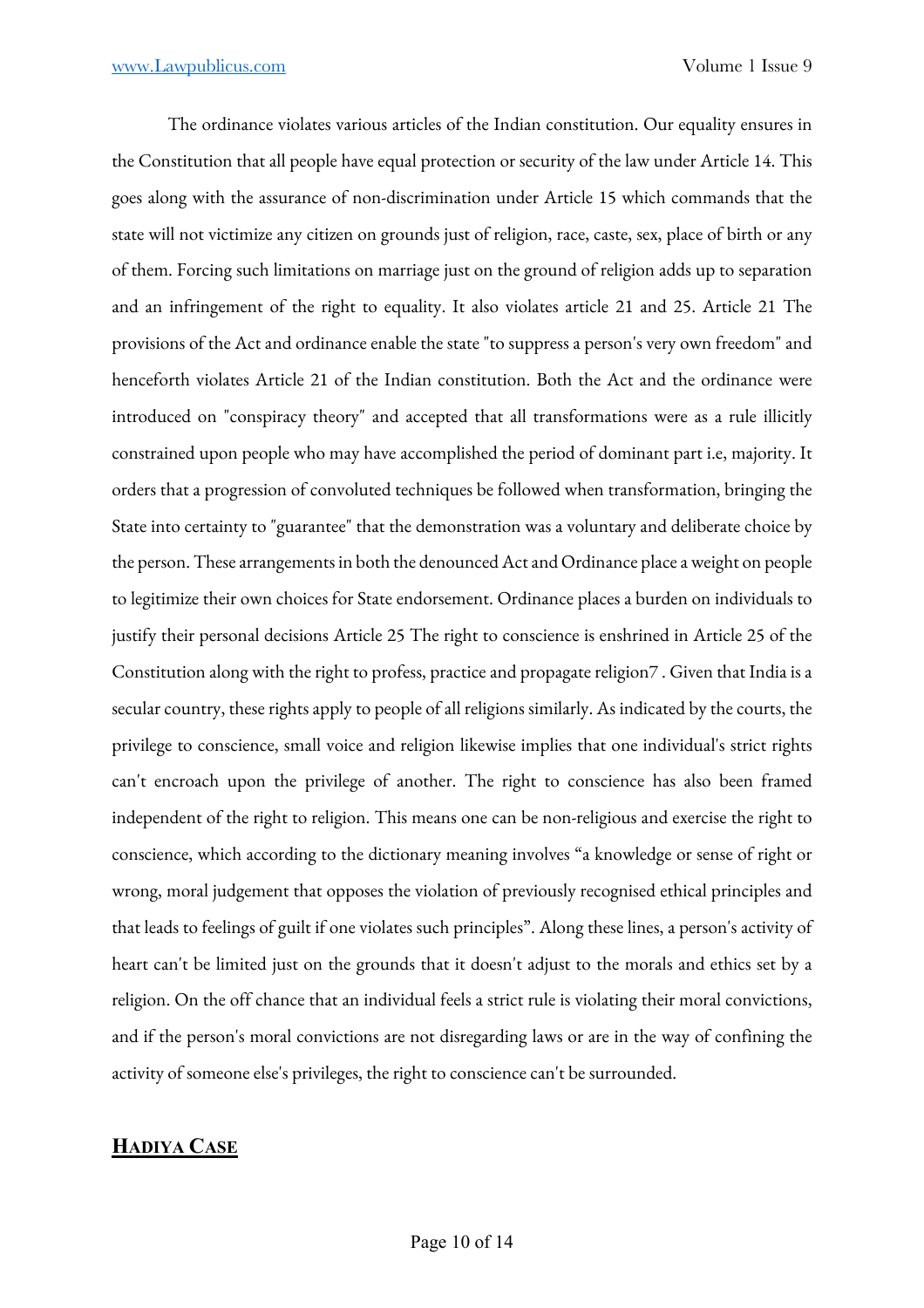The ordinance violates various articles of the Indian constitution. Our equality ensures in the Constitution that all people have equal protection or security of the law under Article 14. This goes along with the assurance of non-discrimination under Article 15 which commands that the state will not victimize any citizen on grounds just of religion, race, caste, sex, place of birth or any of them. Forcing such limitations on marriage just on the ground of religion adds up to separation and an infringement of the right to equality. It also violates article 21 and 25. Article 21 The provisions of the Act and ordinance enable the state "to suppress a person's very own freedom" and henceforth violates Article 21 of the Indian constitution. Both the Act and the ordinance were introduced on "conspiracy theory" and accepted that all transformations were as a rule illicitly constrained upon people who may have accomplished the period of dominant part i.e, majority. It orders that a progression of convoluted techniques be followed when transformation, bringing the State into certainty to "guarantee" that the demonstration was a voluntary and deliberate choice by the person. These arrangements in both the denounced Act and Ordinance place a weight on people to legitimize their own choices for State endorsement. Ordinance places a burden on individuals to justify their personal decisions Article 25 The right to conscience is enshrined in Article 25 of the Constitution along with the right to profess, practice and propagate religion[7] . Given that India is a secular country, these rights apply to people of all religions similarly. As indicated by the courts, the privilege to conscience, small voice and religion likewise implies that one individual's strict rights can't encroach upon the privilege of another. The right to conscience has also been framed independent of the right to religion. This means one can be non-religious and exercise the right to conscience, which according to the dictionary meaning involves "a knowledge or sense of right or wrong, moral judgement that opposes the violation of previously recognised ethical principles and that leads to feelings of guilt if one violates such principles". Along these lines, a person's activity of heart can't be limited just on the grounds that it doesn't adjust to the morals and ethics set by a religion. On the off chance that an individual feels a strict rule is violating their moral convictions, and if the person's moral convictions are not disregarding laws or are in the way of confining the activity of someone else's privileges, the right to conscience can't be surrounded.

## **Hadiya Case**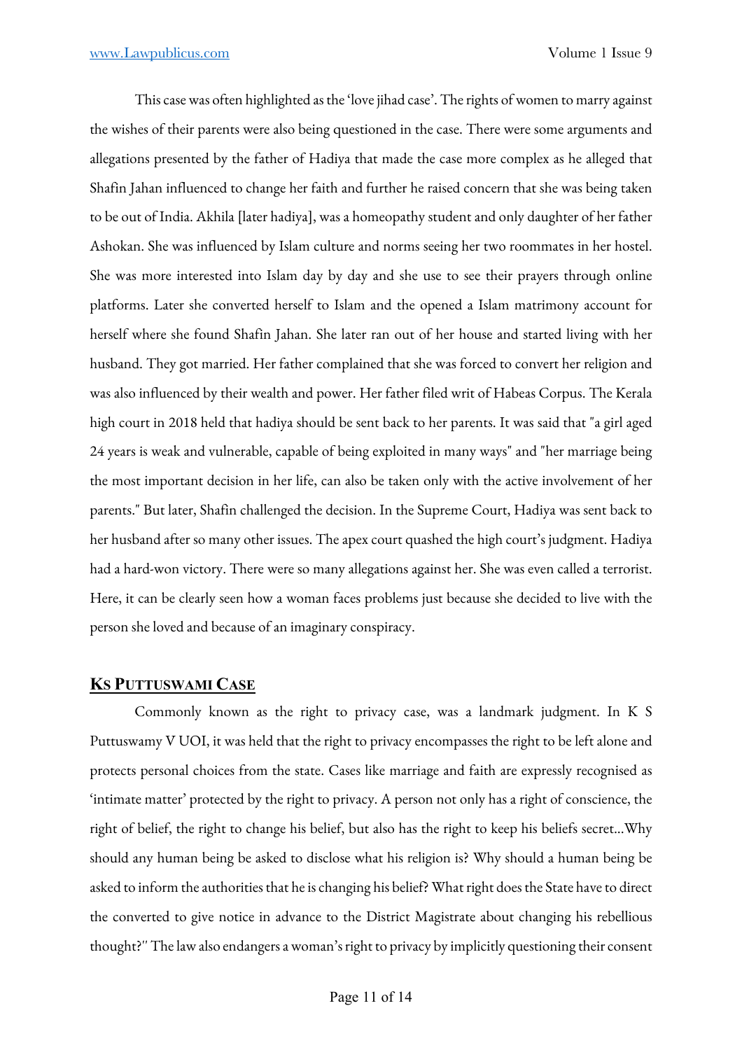This case was often highlighted as the 'love jihad case'. The rights of women to marry against the wishes of their parents were also being questioned in the case. There were some arguments and allegations presented by the father of Hadiya that made the case more complex as he alleged that Shafin Jahan influenced to change her faith and further he raised concern that she was being taken to be out of India. Akhila [later hadiya], was a homeopathy student and only daughter of her father Ashokan. She was influenced by Islam culture and norms seeing her two roommates in her hostel. She was more interested into Islam day by day and she use to see their prayers through online platforms. Later she converted herself to Islam and the opened a Islam matrimony account for herself where she found Shafin Jahan. She later ran out of her house and started living with her husband. They got married. Her father complained that she was forced to convert her religion and was also influenced by their wealth and power. Her father filed writ of Habeas Corpus. The Kerala high court in 2018 held that hadiya should be sent back to her parents. It was said that "a girl aged 24 years is weak and vulnerable, capable of being exploited in many ways" and "her marriage being the most important decision in her life, can also be taken only with the active involvement of her parents." But later, Shafin challenged the decision. In the Supreme Court, Hadiya was sent back to her husband after so many other issues. The apex court quashed the high court's judgment. Hadiya had a hard-won victory. There were so many allegations against her. She was even called a terrorist. Here, it can be clearly seen how a woman faces problems just because she decided to live with the person she loved and because of an imaginary conspiracy.

## KS PUTTUSWAMI CASE

Commonly known as the right to privacy case, was a landmark judgment. In K S Puttuswamy V UOI, it was held that the right to privacy encompasses the right to be left alone and protects personal choices from the state. Cases like marriage and faith are expressly recognised as 'intimate matter' protected by the right to privacy. A person not only has a right of conscience, the right of belief, the right to change his belief, but also has the right to keep his beliefs secret...Why should any human being be asked to disclose what his religion is? Why should a human being be asked to inform the authorities that he is changing his belief? What right does the State have to direct the converted to give notice in advance to the District Magistrate about changing his rebellious thought?" The law also endangers a woman's right to privacy by implicitly questioning their consent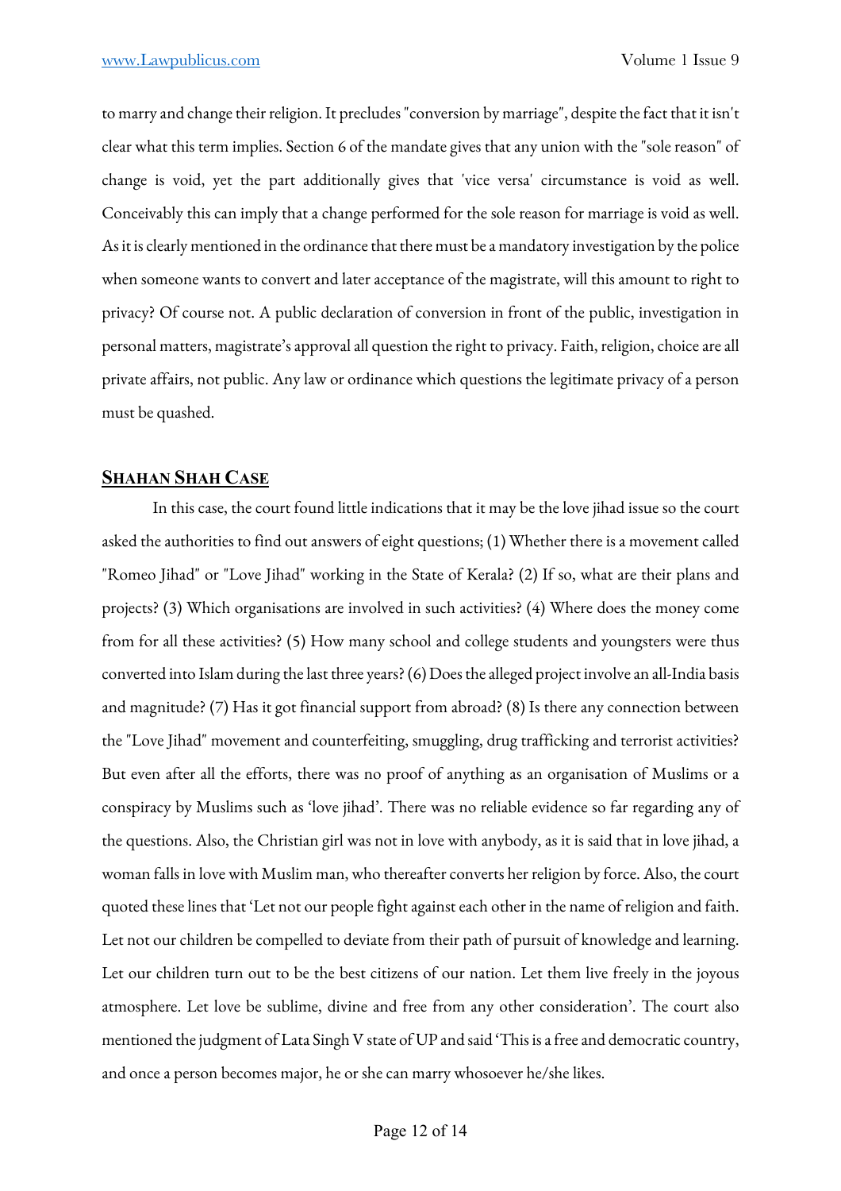to marry and change their religion. It precludes "conversion by marriage", despite the fact that it isn't clear what this term implies. Section 6 of the mandate gives that any union with the "sole reason" of change is void, yet the part additionally gives that 'vice versa' circumstance is void as well. Conceivably this can imply that a change performed for the sole reason for marriage is void as well. As it is clearly mentioned in the ordinance that there must be a mandatory investigation by the police when someone wants to convert and later acceptance of the magistrate, will this amount to right to privacy? Of course not. A public declaration of conversion in front of the public, investigation in personal matters, magistrate's approval all question the right to privacy. Faith, religion, choice are all private affairs, not public. Any law or ordinance which questions the legitimate privacy of a person must be quashed.

## **SHAHAN SHAH CASE**

In this case, the court found little indications that it may be the love jihad issue so the court asked the authorities to find out answers of eight questions; (1) Whether there is a movement called "Romeo Jihad" or "Love Jihad" working in the State of Kerala? (2) If so, what are their plans and projects? (3) Which organisations are involved in such activities? (4) Where does the money come from for all these activities? (5) How many school and college students and youngsters were thus converted into Islam during the last three years? (6) Does the alleged project involve an all-India basis and magnitude? (7) Has it got financial support from abroad? (8) Is there any connection between the "Love Jihad" movement and counterfeiting, smuggling, drug trafficking and terrorist activities? But even after all the efforts, there was no proof of anything as an organisation of Muslims or a conspiracy by Muslims such as 'love jihad'. There was no reliable evidence so far regarding any of the questions. Also, the Christian girl was not in love with anybody, as it is said that in love jihad, a woman falls in love with Muslim man, who thereafter converts her religion by force. Also, the court quoted these lines that 'Let not our people fight against each other in the name of religion and faith. Let not our children be compelled to deviate from their path of pursuit of knowledge and learning. Let our children turn out to be the best citizens of our nation. Let them live freely in the joyous atmosphere. Let love be sublime, divine and free from any other consideration'. The court also mentioned the judgment of Lata Singh V state of UP and said 'This is a free and democratic country, and once a person becomes major, he or she can marry whosoever he/she likes.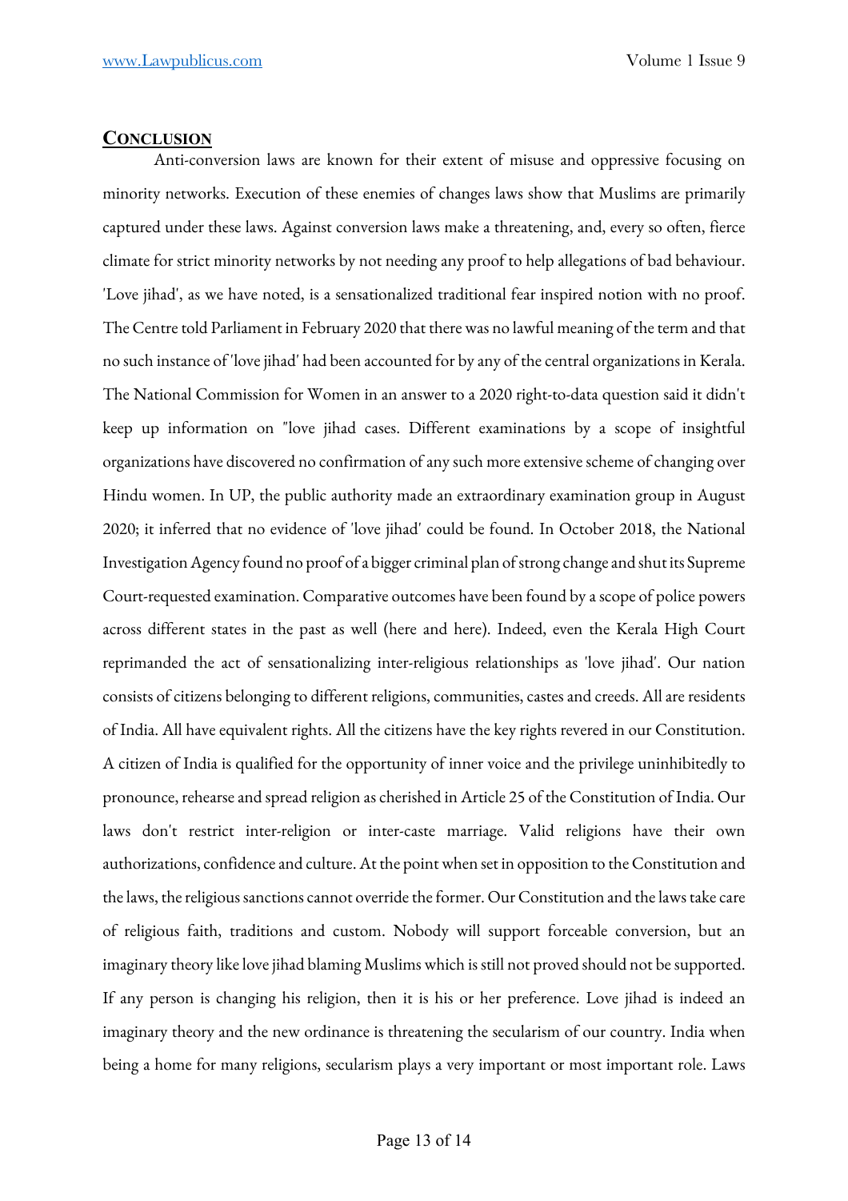## CONCLUSION

Anti-conversion laws are known for their extent of misuse and oppressive focusing on minority networks. Execution of these enemies of changes laws show that Muslims are primarily captured under these laws. Against conversion laws make a threatening, and, every so often, fierce climate for strict minority networks by not needing any proof to help allegations of bad behaviour. 'Love jihad', as we have noted, is a sensationalized traditional fear inspired notion with no proof. The Centre told Parliament in February 2020 that there was no lawful meaning of the term and that no such instance of 'love jihad' had been accounted for by any of the central organizations in Kerala. The National Commission for Women in an answer to a 2020 right-to-data question said it didn't keep up information on "love jihad cases. Different examinations by a scope of insightful organizations have discovered no confirmation of any such more extensive scheme of changing over Hindu women. In UP, the public authority made an extraordinary examination group in August 2020; it inferred that no evidence of 'love jihad' could be found. In October 2018, the National Investigation Agency found no proof of a bigger criminal plan of strong change and shut its Supreme Court-requested examination. Comparative outcomes have been found by a scope of police powers across different states in the past as well (here and here). Indeed, even the Kerala High Court reprimanded the act of sensationalizing inter-religious relationships as 'love jihad'. Our nation consists of citizens belonging to different religions, communities, castes and creeds. All are residents of India. All have equivalent rights. All the citizens have the key rights revered in our Constitution. A citizen of India is qualified for the opportunity of inner voice and the privilege uninhibitedly to pronounce, rehearse and spread religion as cherished in Article 25 of the Constitution of India. Our laws don't restrict inter-religion or inter-caste marriage. Valid religions have their own authorizations, confidence and culture. At the point when set in opposition to the Constitution and the laws, the religious sanctions cannot override the former. Our Constitution and the laws take care of religious faith, traditions and custom. Nobody will support forceable conversion, but an imaginary theory like love jihad blaming Muslims which is still not proved should not be supported. If any person is changing his religion, then it is his or her preference. Love jihad is indeed an imaginary theory and the new ordinance is threatening the secularism of our country. India when being a home for many religions, secularism plays a very important or most important role. Laws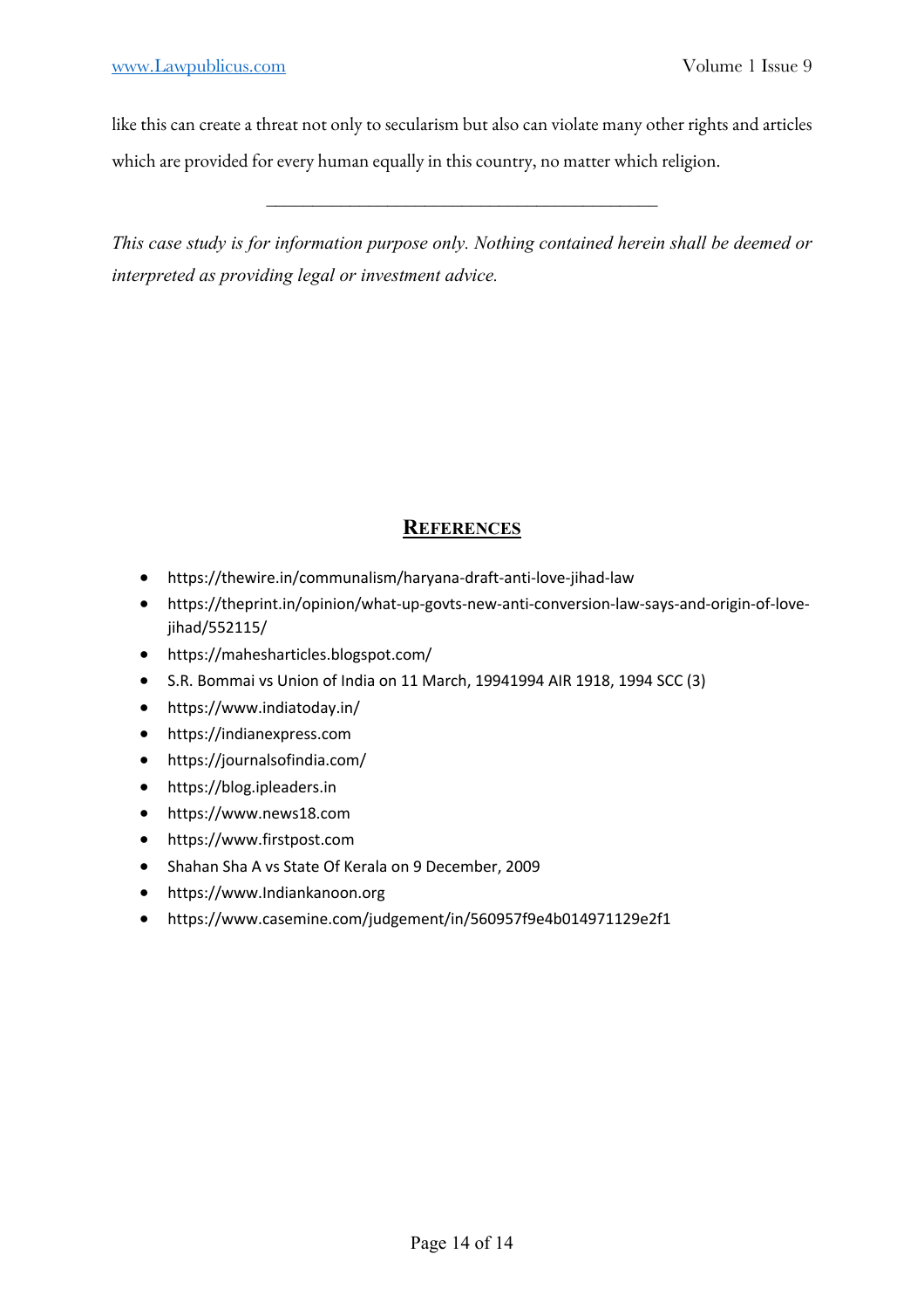like this can create a threat not only to secularism but also can violate many other rights and articles which are provided for every human equally in this country, no matter which religion.

---

*This case study is for information purpose only. Nothing contained herein shall be deemed or interpreted as providing legal or investment advice.*

## REFERENCES

- https://thewire.in/communalism/haryana-draft-anti-love-jihad-law
- https://theprint.in/opinion/what-up-govts-new-anti-conversion-law-says-and-origin-of-love-jihad/552115/
- https://mahesharticles.blogspot.com/
- S.R. Bommai vs Union of India on 11 March, 19941994 AIR 1918, 1994 SCC (3)
- https://www.indiatoday.in/
- https://indianexpress.com
- https://journalsofindia.com/
- https://blog.ipleaders.in
- https://www.news18.com
- https://www.firstpost.com
- Shahan Sha A vs State Of Kerala on 9 December, 2009
- https://www.Indiankanoon.org
- https://www.casemine.com/judgement/in/560957f9e4b014971129e2f1